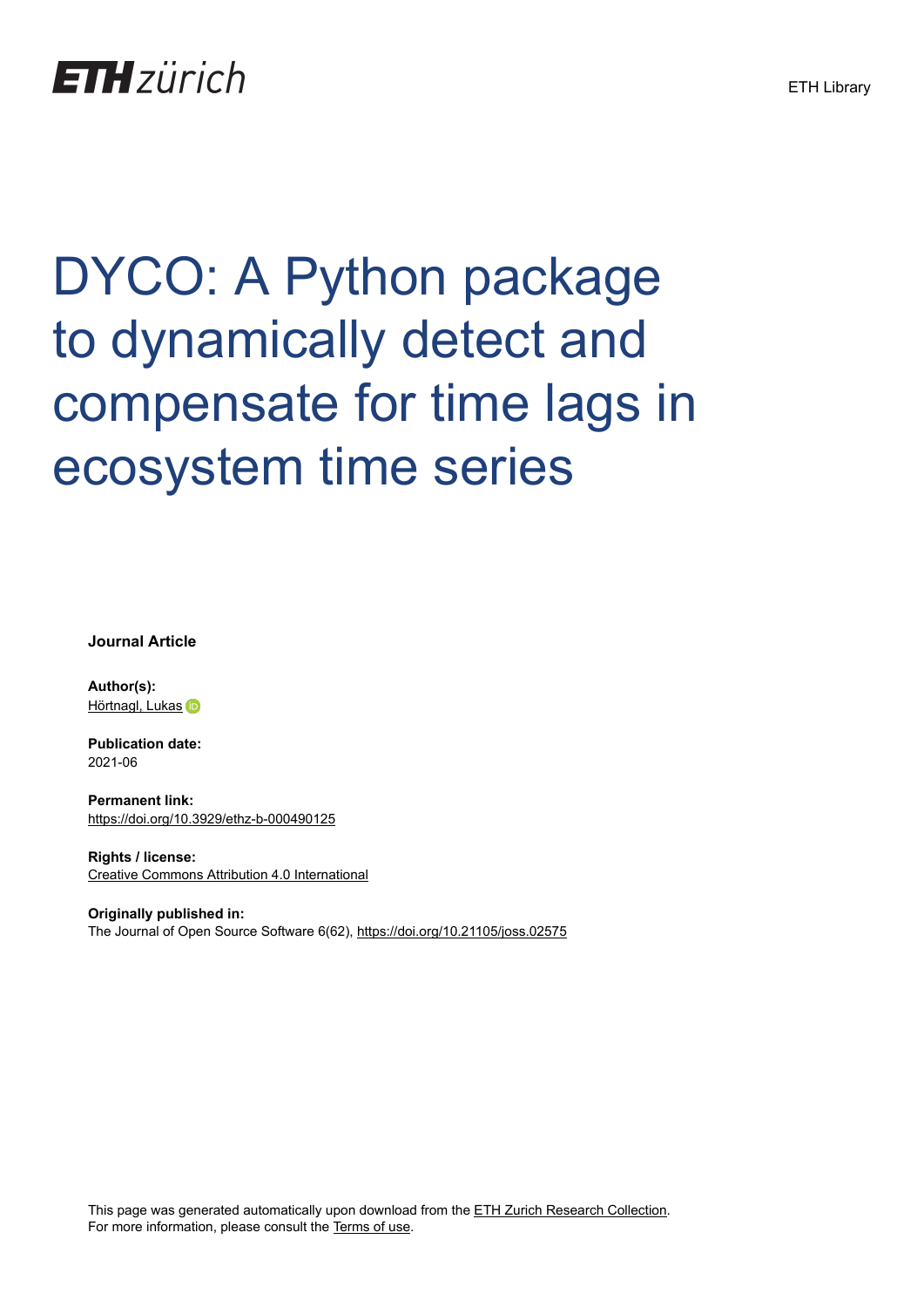# DYCO: A Python package to dynamically detect and compensate for time lags in ecosystem time series

**Journal Article**

**Author(s):**
Hörtnagl, Lukas

**Publication date:**
2021-06

**Permanent link:**
https://doi.org/10.3929/ethz-b-000490125

**Rights / license:**
Creative Commons Attribution 4.0 International

**Originally published in:**
The Journal of Open Source Software 6(62), https://doi.org/10.21105/joss.02575

This page was generated automatically upon download from the ETH Zurich Research Collection.
For more information, please consult the Terms of use.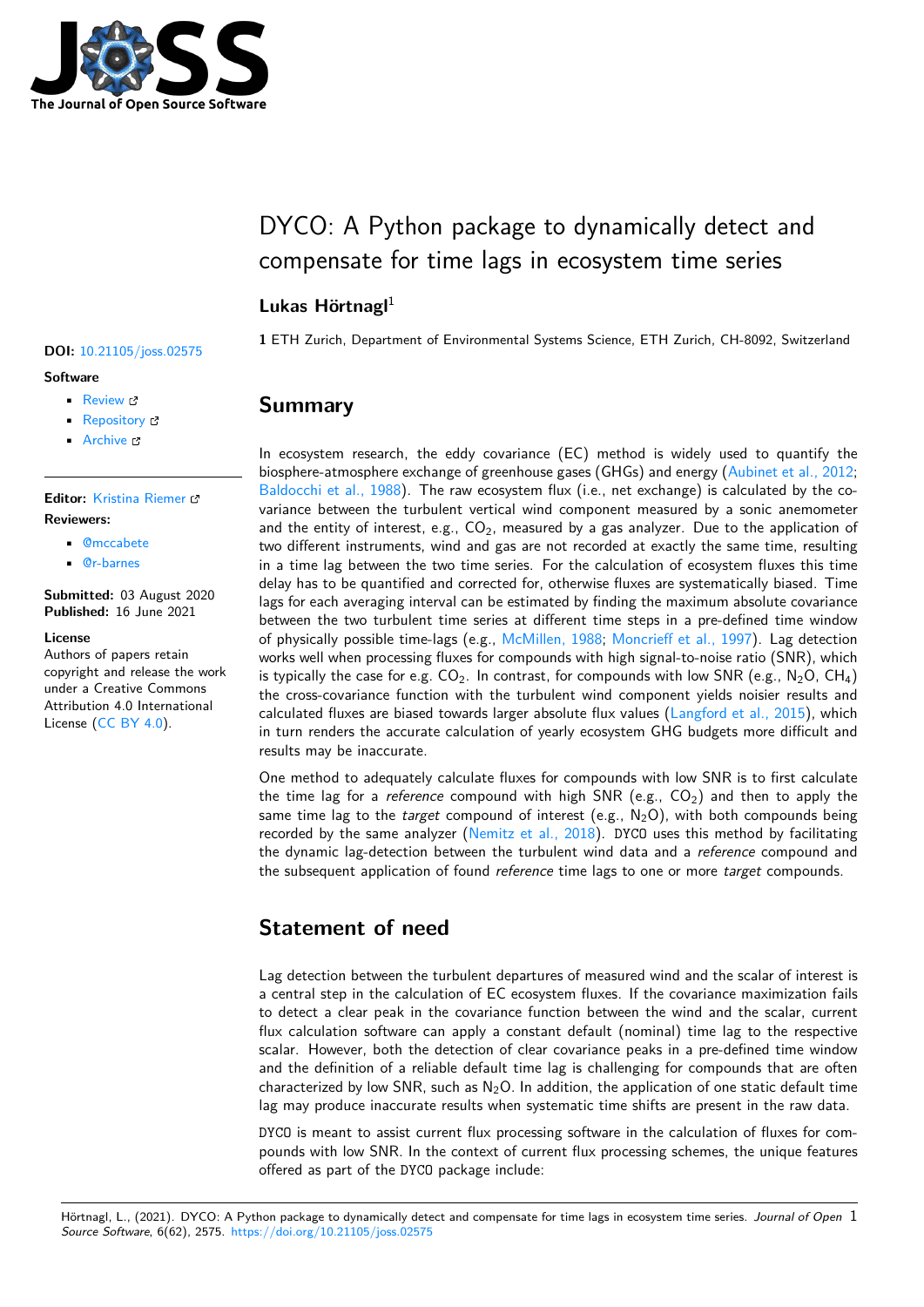# DYCO: A Python package to dynamically detect and compensate for time lags in ecosystem time series

**Lukas Hörtnagl**[1]

**1** ETH Zurich, Department of Environmental Systems Science, ETH Zurich, CH-8092, Switzerland

**DOI:** 10.21105/joss.02575

**Software**

- Review
- Repository
- Archive

**Editor:** Kristina Riemer

**Reviewers:**

- @mccabete
- @r-barnes

**Submitted:** 03 August 2020
**Published:** 16 June 2021

**License**
Authors of papers retain copyright and release the work under a Creative Commons Attribution 4.0 International License (CC BY 4.0).

## Summary

In ecosystem research, the eddy covariance (EC) method is widely used to quantify the biosphere-atmosphere exchange of greenhouse gases (GHGs) and energy (Aubinet et al., 2012; Baldocchi et al., 1988). The raw ecosystem flux (i.e., net exchange) is calculated by the covariance between the turbulent vertical wind component measured by a sonic anemometer and the entity of interest, e.g., $CO_2$, measured by a gas analyzer. Due to the application of two different instruments, wind and gas are not recorded at exactly the same time, resulting in a time lag between the two time series. For the calculation of ecosystem fluxes this time delay has to be quantified and corrected for, otherwise fluxes are systematically biased. Time lags for each averaging interval can be estimated by finding the maximum absolute covariance between the two turbulent time series at different time steps in a pre-defined time window of physically possible time-lags (e.g., McMillen, 1988; Moncrieff et al., 1997). Lag detection works well when processing fluxes for compounds with high signal-to-noise ratio (SNR), which is typically the case for e.g. $CO_2$. In contrast, for compounds with low SNR (e.g., $N_2O$, $CH_4$) the cross-covariance function with the turbulent wind component yields noisier results and calculated fluxes are biased towards larger absolute flux values (Langford et al., 2015), which in turn renders the accurate calculation of yearly ecosystem GHG budgets more difficult and results may be inaccurate.

One method to adequately calculate fluxes for compounds with low SNR is to first calculate the time lag for a *reference* compound with high SNR (e.g., $CO_2$) and then to apply the same time lag to the *target* compound of interest (e.g., $N_2O$), with both compounds being recorded by the same analyzer (Nemitz et al., 2018). `DYCO` uses this method by facilitating the dynamic lag-detection between the turbulent wind data and a *reference* compound and the subsequent application of found *reference* time lags to one or more *target* compounds.

## Statement of need

Lag detection between the turbulent departures of measured wind and the scalar of interest is a central step in the calculation of EC ecosystem fluxes. If the covariance maximization fails to detect a clear peak in the covariance function between the wind and the scalar, current flux calculation software can apply a constant default (nominal) time lag to the respective scalar. However, both the detection of clear covariance peaks in a pre-defined time window and the definition of a reliable default time lag is challenging for compounds that are often characterized by low SNR, such as $N_2O$. In addition, the application of one static default time lag may produce inaccurate results when systematic time shifts are present in the raw data.

`DYCO` is meant to assist current flux processing software in the calculation of fluxes for compounds with low SNR. In the context of current flux processing schemes, the unique features offered as part of the `DYCO` package include: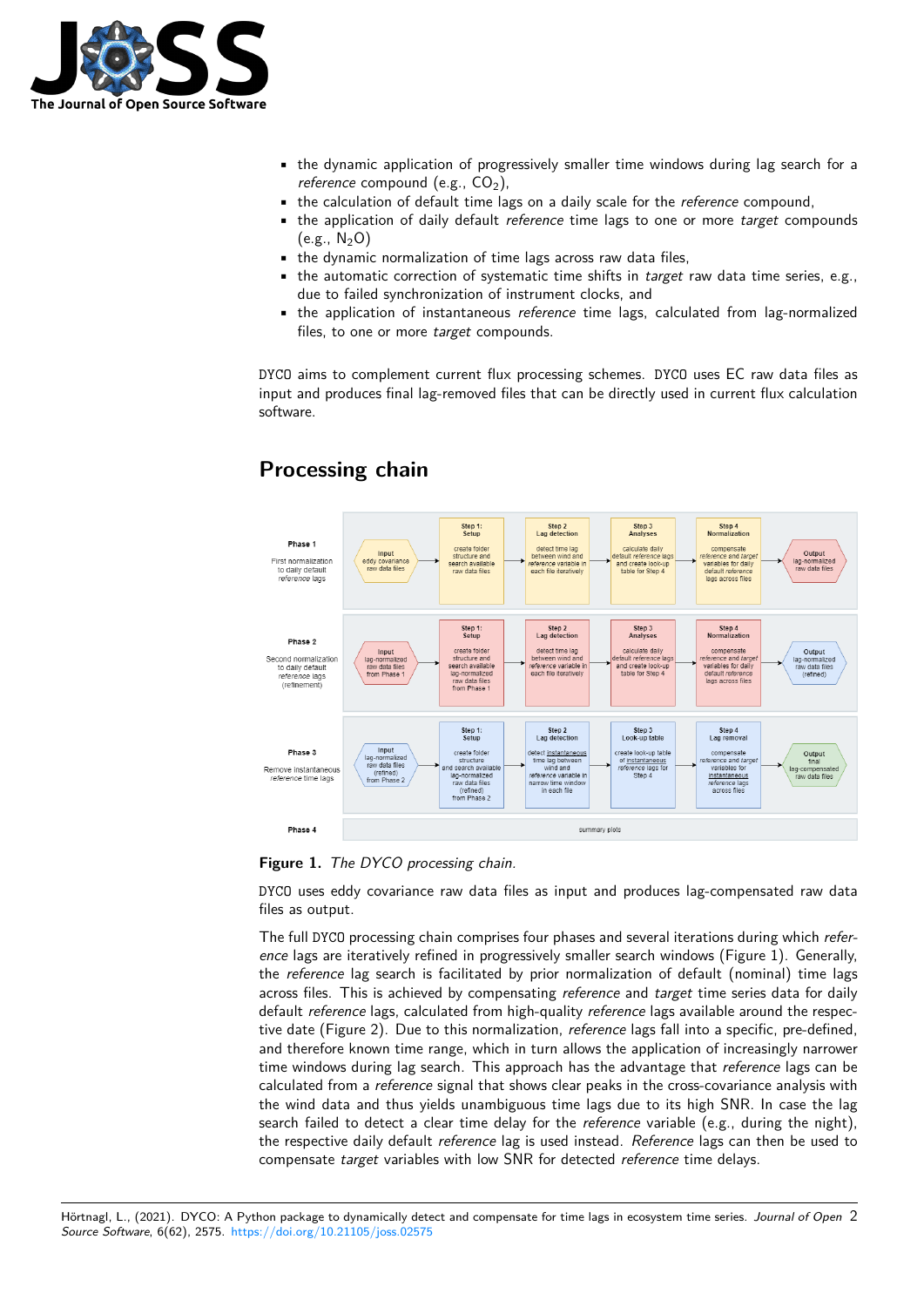- the dynamic application of progressively smaller time windows during lag search for a *reference* compound (e.g., $CO_2$),
- the calculation of default time lags on a daily scale for the *reference* compound,
- the application of daily default *reference* time lags to one or more *target* compounds (e.g., $N_2O$)
- the dynamic normalization of time lags across raw data files,
- the automatic correction of systematic time shifts in *target* raw data time series, e.g., due to failed synchronization of instrument clocks, and
- the application of instantaneous *reference* time lags, calculated from lag-normalized files, to one or more *target* compounds.

DYCO aims to complement current flux processing schemes. DYCO uses EC raw data files as input and produces final lag-removed files that can be directly used in current flux calculation software.

## Processing chain

**Figure 1.** *The DYCO processing chain.*

DYCO uses eddy covariance raw data files as input and produces lag-compensated raw data files as output.

The full DYCO processing chain comprises four phases and several iterations during which *reference* lags are iteratively refined in progressively smaller search windows (Figure 1). Generally, the *reference* lag search is facilitated by prior normalization of default (nominal) time lags across files. This is achieved by compensating *reference* and *target* time series data for daily default *reference* lags, calculated from high-quality *reference* lags available around the respective date (Figure 2). Due to this normalization, *reference* lags fall into a specific, pre-defined, and therefore known time range, which in turn allows the application of increasingly narrower time windows during lag search. This approach has the advantage that *reference* lags can be calculated from a *reference* signal that shows clear peaks in the cross-covariance analysis with the wind data and thus yields unambiguous time lags due to its high SNR. In case the lag search failed to detect a clear time delay for the *reference* variable (e.g., during the night), the respective daily default *reference* lag is used instead. *Reference* lags can then be used to compensate *target* variables with low SNR for detected *reference* time delays.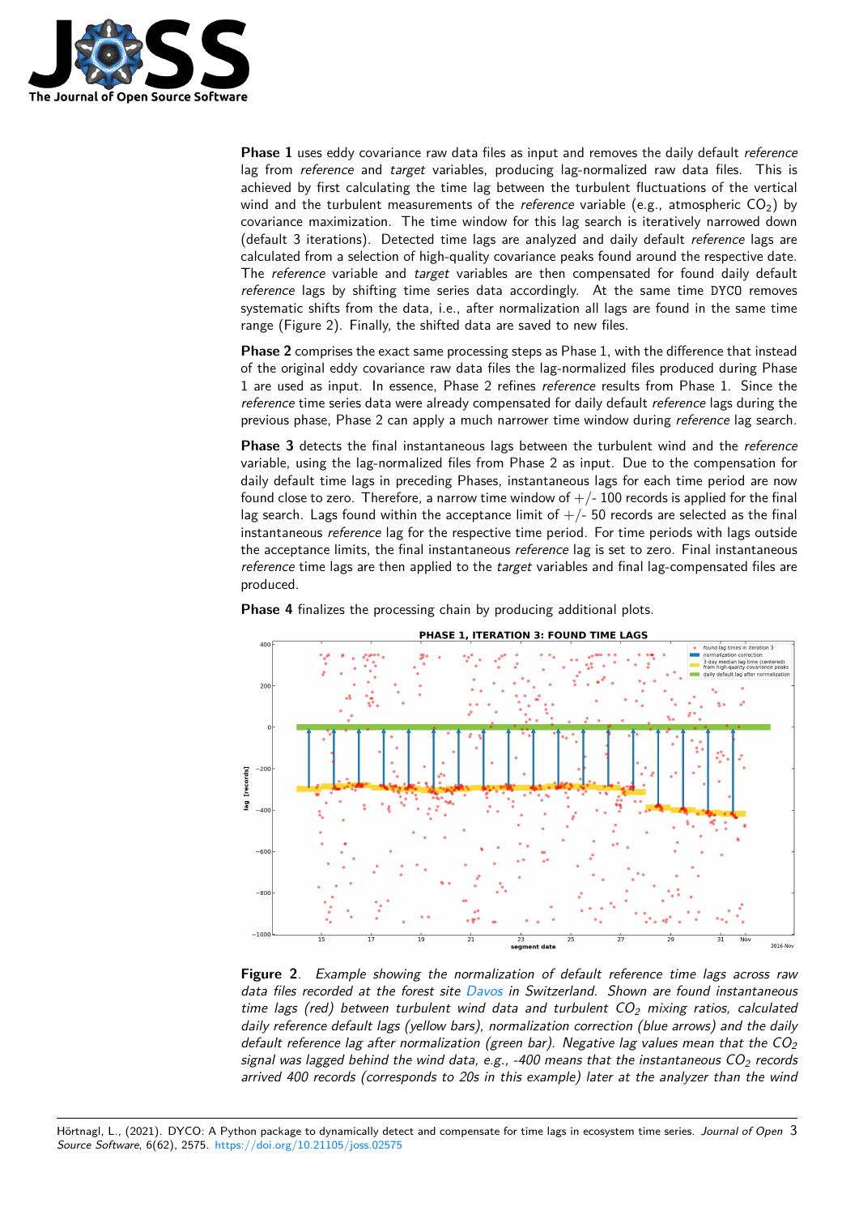**Phase 1** uses eddy covariance raw data files as input and removes the daily default *reference* lag from *reference* and *target* variables, producing lag-normalized raw data files. This is achieved by first calculating the time lag between the turbulent fluctuations of the vertical wind and the turbulent measurements of the *reference* variable (e.g., atmospheric $CO_2$) by covariance maximization. The time window for this lag search is iteratively narrowed down (default 3 iterations). Detected time lags are analyzed and daily default *reference* lags are calculated from a selection of high-quality covariance peaks found around the respective date. The *reference* variable and *target* variables are then compensated for found daily default *reference* lags by shifting time series data accordingly. At the same time `DYCO` removes systematic shifts from the data, i.e., after normalization all lags are found in the same time range (Figure 2). Finally, the shifted data are saved to new files.

**Phase 2** comprises the exact same processing steps as Phase 1, with the difference that instead of the original eddy covariance raw data files the lag-normalized files produced during Phase 1 are used as input. In essence, Phase 2 refines *reference* results from Phase 1. Since the *reference* time series data were already compensated for daily default *reference* lags during the previous phase, Phase 2 can apply a much narrower time window during *reference* lag search.

**Phase 3** detects the final instantaneous lags between the turbulent wind and the *reference* variable, using the lag-normalized files from Phase 2 as input. Due to the compensation for daily default time lags in preceding Phases, instantaneous lags for each time period are now found close to zero. Therefore, a narrow time window of +/- 100 records is applied for the final lag search. Lags found within the acceptance limit of +/- 50 records are selected as the final instantaneous *reference* lag for the respective time period. For time periods with lags outside the acceptance limits, the final instantaneous *reference* lag is set to zero. Final instantaneous *reference* time lags are then applied to the *target* variables and final lag-compensated files are produced.

**Phase 4** finalizes the processing chain by producing additional plots.

**Figure 2**. *Example showing the normalization of default reference time lags across raw data files recorded at the forest site Davos in Switzerland. Shown are found instantaneous time lags (red) between turbulent wind data and turbulent $CO_2$ mixing ratios, calculated daily reference default lags (yellow bars), normalization correction (blue arrows) and the daily default reference lag after normalization (green bar). Negative lag values mean that the $CO_2$ signal was lagged behind the wind data, e.g., -400 means that the instantaneous $CO_2$ records arrived 400 records (corresponds to 20s in this example) later at the analyzer than the wind*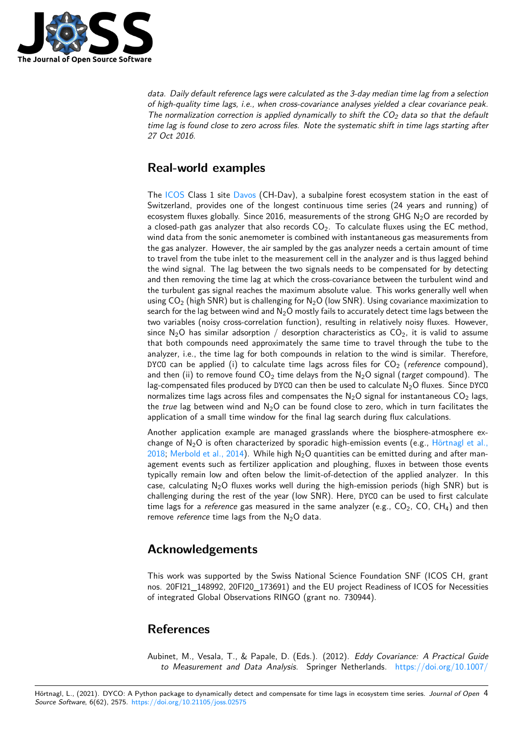*data. Daily default reference lags were calculated as the 3-day median time lag from a selection of high-quality time lags, i.e., when cross-covariance analyses yielded a clear covariance peak. The normalization correction is applied dynamically to shift the $CO_2$ data so that the default time lag is found close to zero across files. Note the systematic shift in time lags starting after 27 Oct 2016.*

# Real-world examples

The ICOS Class 1 site Davos (CH-Dav), a subalpine forest ecosystem station in the east of Switzerland, provides one of the longest continuous time series (24 years and running) of ecosystem fluxes globally. Since 2016, measurements of the strong GHG $N_2O$ are recorded by a closed-path gas analyzer that also records $CO_2$. To calculate fluxes using the EC method, wind data from the sonic anemometer is combined with instantaneous gas measurements from the gas analyzer. However, the air sampled by the gas analyzer needs a certain amount of time to travel from the tube inlet to the measurement cell in the analyzer and is thus lagged behind the wind signal. The lag between the two signals needs to be compensated for by detecting and then removing the time lag at which the cross-covariance between the turbulent wind and the turbulent gas signal reaches the maximum absolute value. This works generally well when using $CO_2$ (high SNR) but is challenging for $N_2O$ (low SNR). Using covariance maximization to search for the lag between wind and $N_2O$ mostly fails to accurately detect time lags between the two variables (noisy cross-correlation function), resulting in relatively noisy fluxes. However, since $N_2O$ has similar adsorption / desorption characteristics as $CO_2$, it is valid to assume that both compounds need approximately the same time to travel through the tube to the analyzer, i.e., the time lag for both compounds in relation to the wind is similar. Therefore, `DYCO` can be applied (i) to calculate time lags across files for $CO_2$ (*reference* compound), and then (ii) to remove found $CO_2$ time delays from the $N_2O$ signal (*target* compound). The lag-compensated files produced by `DYCO` can then be used to calculate $N_2O$ fluxes. Since `DYCO` normalizes time lags across files and compensates the $N_2O$ signal for instantaneous $CO_2$ lags, the *true* lag between wind and $N_2O$ can be found close to zero, which in turn facilitates the application of a small time window for the final lag search during flux calculations.

Another application example are managed grasslands where the biosphere-atmosphere exchange of $N_2O$ is often characterized by sporadic high-emission events (e.g., Hörtnagl et al., 2018; Merbold et al., 2014). While high $N_2O$ quantities can be emitted during and after management events such as fertilizer application and ploughing, fluxes in between those events typically remain low and often below the limit-of-detection of the applied analyzer. In this case, calculating $N_2O$ fluxes works well during the high-emission periods (high SNR) but is challenging during the rest of the year (low SNR). Here, `DYCO` can be used to first calculate time lags for a *reference* gas measured in the same analyzer (e.g., $CO_2$, CO, $CH_4$) and then remove *reference* time lags from the $N_2O$ data.

# Acknowledgements

This work was supported by the Swiss National Science Foundation SNF (ICOS CH, grant nos. 20FI21_148992, 20FI20_173691) and the EU project Readiness of ICOS for Necessities of integrated Global Observations RINGO (grant no. 730944).

# References

Aubinet, M., Vesala, T., & Papale, D. (Eds.). (2012). *Eddy Covariance: A Practical Guide to Measurement and Data Analysis*. Springer Netherlands. https://doi.org/10.1007/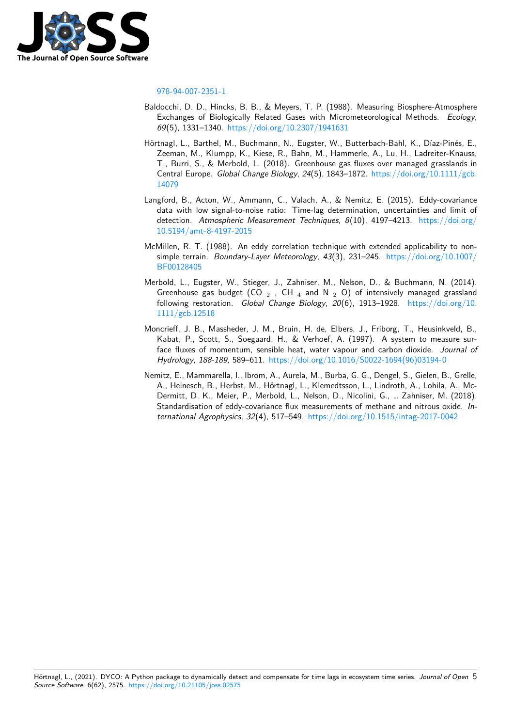978-94-007-2351-1

Baldocchi, D. D., Hincks, B. B., & Meyers, T. P. (1988). Measuring Biosphere-Atmosphere Exchanges of Biologically Related Gases with Micrometeorological Methods. *Ecology*, *69*(5), 1331–1340. https://doi.org/10.2307/1941631

Hörtnagl, L., Barthel, M., Buchmann, N., Eugster, W., Butterbach-Bahl, K., Díaz-Pinés, E., Zeeman, M., Klumpp, K., Kiese, R., Bahn, M., Hammerle, A., Lu, H., Ladreiter-Knauss, T., Burri, S., & Merbold, L. (2018). Greenhouse gas fluxes over managed grasslands in Central Europe. *Global Change Biology*, *24*(5), 1843–1872. https://doi.org/10.1111/gcb.14079

Langford, B., Acton, W., Ammann, C., Valach, A., & Nemitz, E. (2015). Eddy-covariance data with low signal-to-noise ratio: Time-lag determination, uncertainties and limit of detection. *Atmospheric Measurement Techniques*, *8*(10), 4197–4213. https://doi.org/10.5194/amt-8-4197-2015

McMillen, R. T. (1988). An eddy correlation technique with extended applicability to non-simple terrain. *Boundary-Layer Meteorology*, *43*(3), 231–245. https://doi.org/10.1007/BF00128405

Merbold, L., Eugster, W., Stieger, J., Zahniser, M., Nelson, D., & Buchmann, N. (2014). Greenhouse gas budget ($CO_2$, $CH_4$ and $N_2O$) of intensively managed grassland following restoration. *Global Change Biology*, *20*(6), 1913–1928. https://doi.org/10.1111/gcb.12518

Moncrieff, J. B., Massheder, J. M., Bruin, H. de, Elbers, J., Friborg, T., Heusinkveld, B., Kabat, P., Scott, S., Soegaard, H., & Verhoef, A. (1997). A system to measure surface fluxes of momentum, sensible heat, water vapour and carbon dioxide. *Journal of Hydrology*, *188-189*, 589–611. https://doi.org/10.1016/S0022-1694(96)03194-0

Nemitz, E., Mammarella, I., Ibrom, A., Aurela, M., Burba, G. G., Dengel, S., Gielen, B., Grelle, A., Heinesch, B., Herbst, M., Hörtnagl, L., Klemedtsson, L., Lindroth, A., Lohila, A., McDermitt, D. K., Meier, P., Merbold, L., Nelson, D., Nicolini, G., … Zahniser, M. (2018). Standardisation of eddy-covariance flux measurements of methane and nitrous oxide. *International Agrophysics*, *32*(4), 517–549. https://doi.org/10.1515/intag-2017-0042